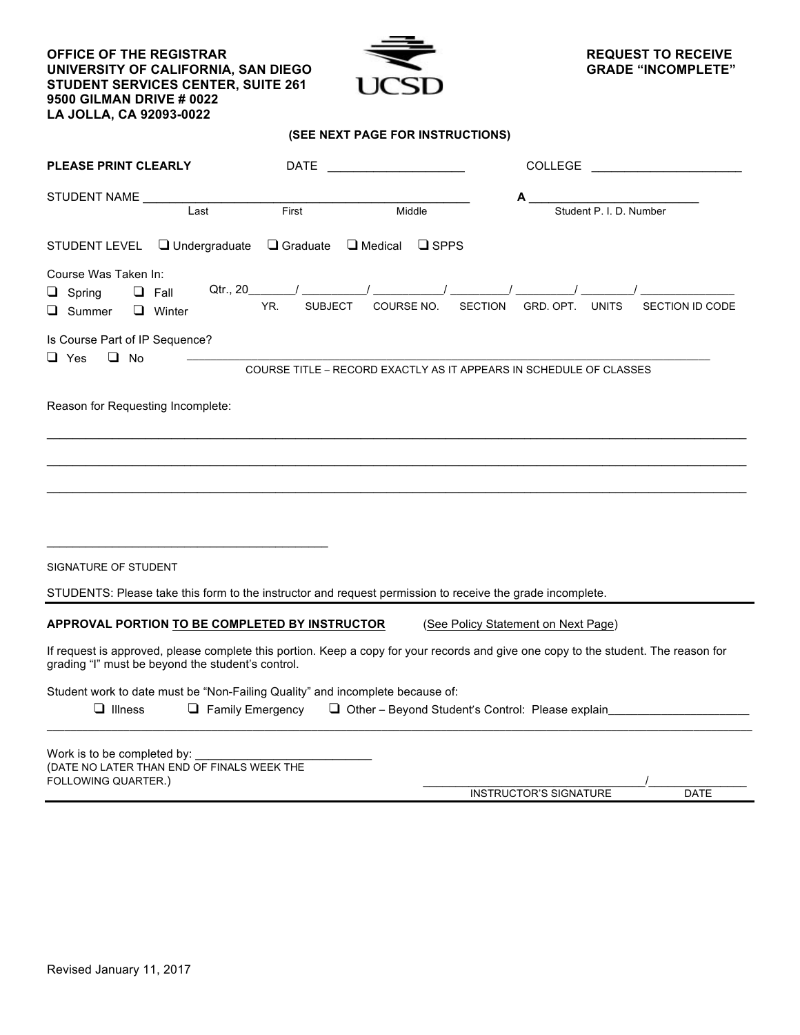**OFFICE OF THE REGISTRAR**
**UNIVERSITY OF CALIFORNIA, SAN DIEGO**
**STUDENT SERVICES CENTER, SUITE 261**
**9500 GILMAN DRIVE # 0022**
**LA JOLLA, CA 92093-0022**

UCSD

# REQUEST TO RECEIVE GRADE "INCOMPLETE"

**(SEE NEXT PAGE FOR INSTRUCTIONS)**

**PLEASE PRINT CLEARLY** DATE ____________________ COLLEGE ______________________

STUDENT NAME _______________________________________________ **A** _________________________
Last First Middle Student P. I. D. Number

STUDENT LEVEL ❑ Undergraduate ❑ Graduate ❑ Medical ❑ SPPS

Course Was Taken In:
❑ Spring ❑ Fall ❑ Summer ❑ Winter Qtr., 20_______/ _________/ __________/ _________/ _________/ ________/ ______________
YR. SUBJECT COURSE NO. SECTION GRD. OPT. UNITS SECTION ID CODE

Is Course Part of IP Sequence?
❑ Yes ❑ No ______________________________________________________________________________
COURSE TITLE – RECORD EXACTLY AS IT APPEARS IN SCHEDULE OF CLASSES

Reason for Requesting Incomplete:

_____________________________________________________________________________________________

_____________________________________________________________________________________________

_____________________________________________________________________________________________

__________________________________________
SIGNATURE OF STUDENT

STUDENTS: Please take this form to the instructor and request permission to receive the grade incomplete.

---

**APPROVAL PORTION TO BE COMPLETED BY INSTRUCTOR** (See Policy Statement on Next Page)

If request is approved, please complete this portion. Keep a copy for your records and give one copy to the student. The reason for grading "I" must be beyond the student's control.

Student work to date must be "Non-Failing Quality" and incomplete because of:
❑ Illness ❑ Family Emergency ❑ Other – Beyond Student's Control: Please explain_____________________

_____________________________________________________________________________________________

Work is to be completed by: ___________________________
(DATE NO LATER THAN END OF FINALS WEEK THE FOLLOWING QUARTER.)

_________________________________/_______________
INSTRUCTOR'S SIGNATURE DATE

---

Revised January 11, 2017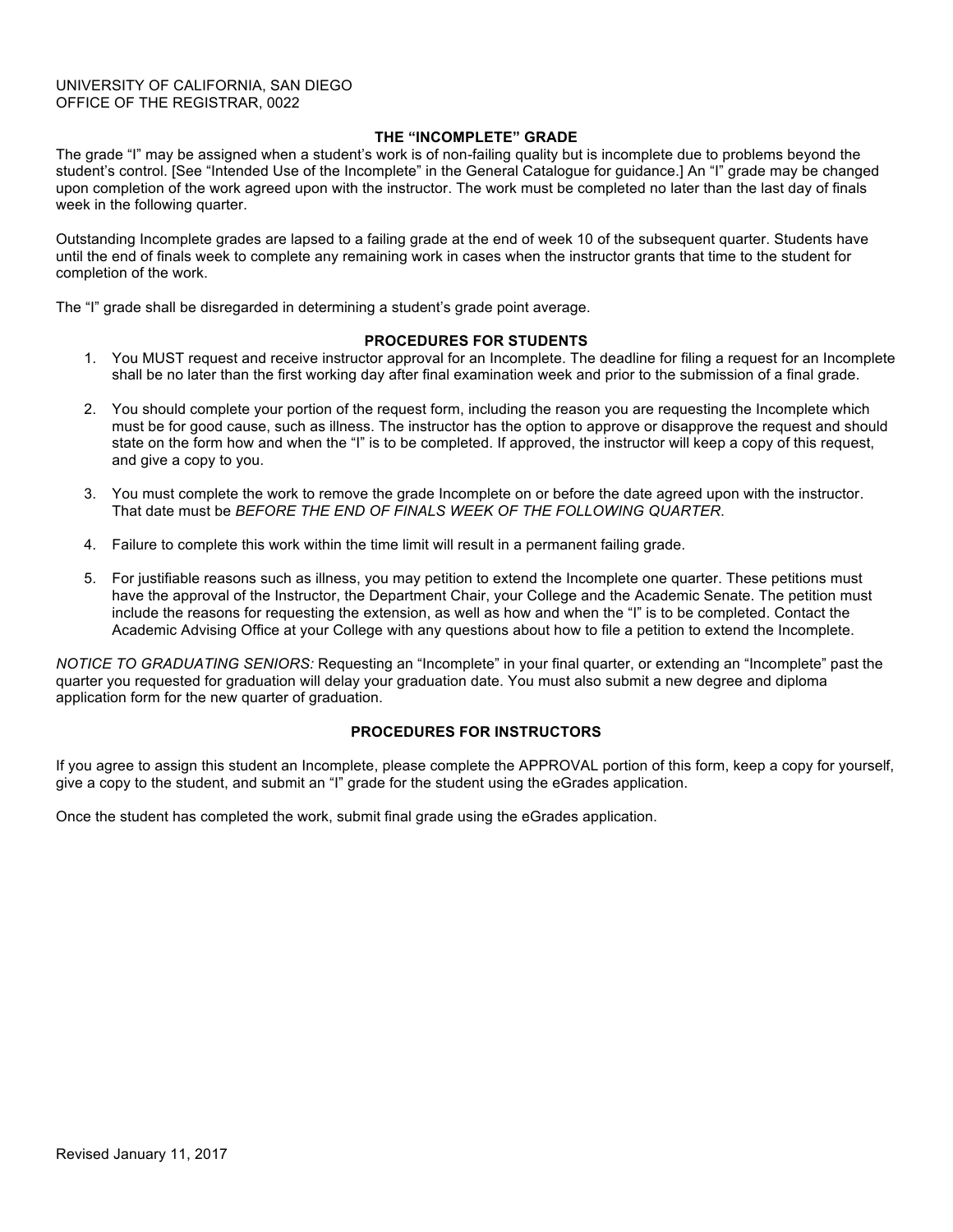UNIVERSITY OF CALIFORNIA, SAN DIEGO
OFFICE OF THE REGISTRAR, 0022

## THE "INCOMPLETE" GRADE

The grade "I" may be assigned when a student's work is of non-failing quality but is incomplete due to problems beyond the student's control. [See "Intended Use of the Incomplete" in the General Catalogue for guidance.] An "I" grade may be changed upon completion of the work agreed upon with the instructor. The work must be completed no later than the last day of finals week in the following quarter.

Outstanding Incomplete grades are lapsed to a failing grade at the end of week 10 of the subsequent quarter. Students have until the end of finals week to complete any remaining work in cases when the instructor grants that time to the student for completion of the work.

The "I" grade shall be disregarded in determining a student's grade point average.

## PROCEDURES FOR STUDENTS

1. You MUST request and receive instructor approval for an Incomplete. The deadline for filing a request for an Incomplete shall be no later than the first working day after final examination week and prior to the submission of a final grade.

2. You should complete your portion of the request form, including the reason you are requesting the Incomplete which must be for good cause, such as illness. The instructor has the option to approve or disapprove the request and should state on the form how and when the "I" is to be completed. If approved, the instructor will keep a copy of this request, and give a copy to you.

3. You must complete the work to remove the grade Incomplete on or before the date agreed upon with the instructor. That date must be *BEFORE THE END OF FINALS WEEK OF THE FOLLOWING QUARTER*.

4. Failure to complete this work within the time limit will result in a permanent failing grade.

5. For justifiable reasons such as illness, you may petition to extend the Incomplete one quarter. These petitions must have the approval of the Instructor, the Department Chair, your College and the Academic Senate. The petition must include the reasons for requesting the extension, as well as how and when the "I" is to be completed. Contact the Academic Advising Office at your College with any questions about how to file a petition to extend the Incomplete.

*NOTICE TO GRADUATING SENIORS:* Requesting an "Incomplete" in your final quarter, or extending an "Incomplete" past the quarter you requested for graduation will delay your graduation date. You must also submit a new degree and diploma application form for the new quarter of graduation.

## PROCEDURES FOR INSTRUCTORS

If you agree to assign this student an Incomplete, please complete the APPROVAL portion of this form, keep a copy for yourself, give a copy to the student, and submit an "I" grade for the student using the eGrades application.

Once the student has completed the work, submit final grade using the eGrades application.

Revised January 11, 2017